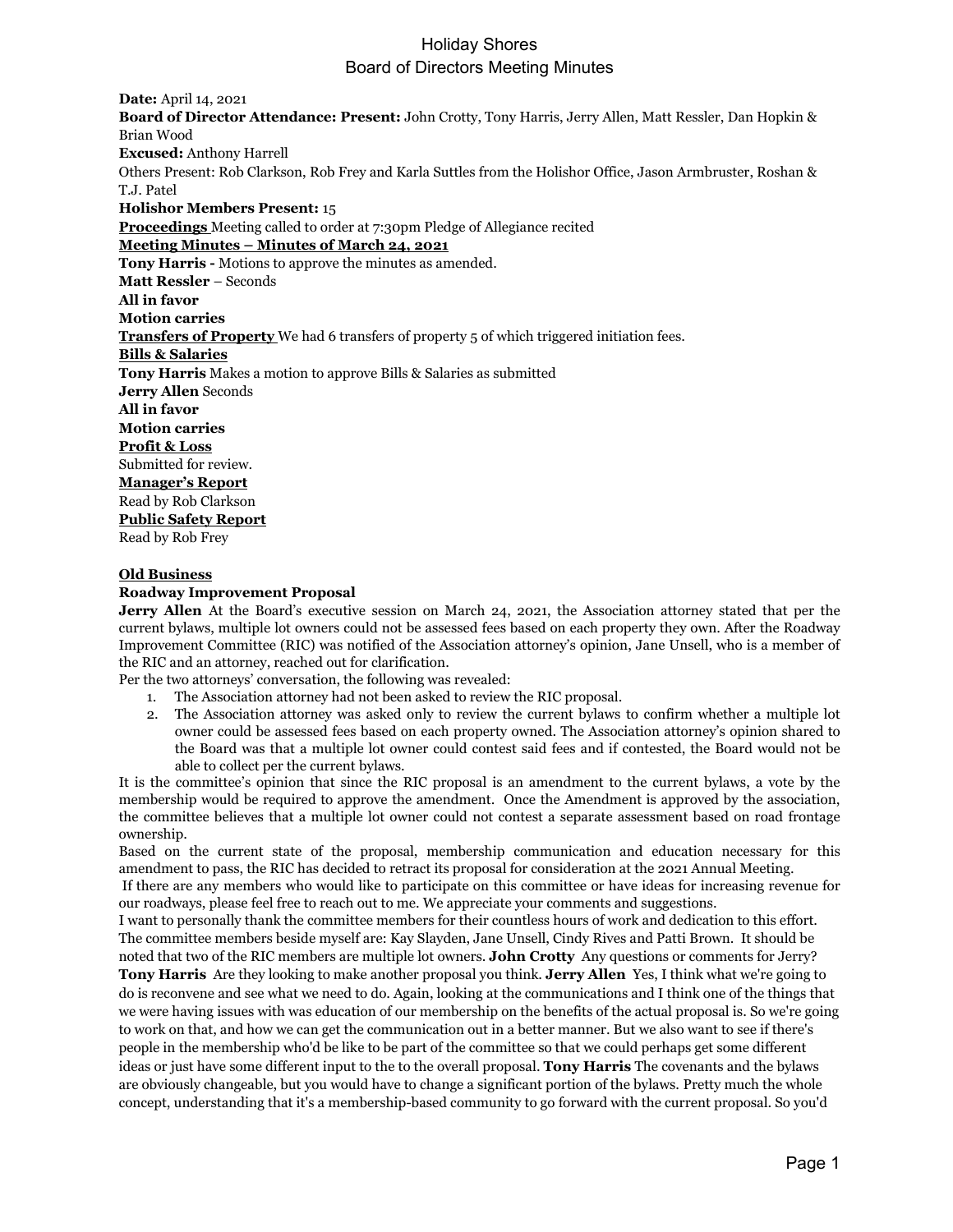# Holiday Shores
## Board of Directors Meeting Minutes

**Date:** April 14, 2021

**Board of Director Attendance: Present:** John Crotty, Tony Harris, Jerry Allen, Matt Ressler, Dan Hopkin & Brian Wood

**Excused:** Anthony Harrell

Others Present: Rob Clarkson, Rob Frey and Karla Suttles from the Holishor Office, Jason Armbruster, Roshan & T.J. Patel

**Holishor Members Present:** 15

**Proceedings** Meeting called to order at 7:30pm Pledge of Allegiance recited

**Meeting Minutes – Minutes of March 24, 2021**

**Tony Harris -** Motions to approve the minutes as amended.

**Matt Ressler** – Seconds

**All in favor**

**Motion carries**

**Transfers of Property** We had 6 transfers of property 5 of which triggered initiation fees.

**Bills & Salaries**

**Tony Harris** Makes a motion to approve Bills & Salaries as submitted

**Jerry Allen** Seconds

**All in favor**

**Motion carries**

**Profit & Loss**

Submitted for review.

**Manager's Report**

Read by Rob Clarkson

**Public Safety Report**

Read by Rob Frey

**Old Business**

**Roadway Improvement Proposal**

**Jerry Allen** At the Board's executive session on March 24, 2021, the Association attorney stated that per the current bylaws, multiple lot owners could not be assessed fees based on each property they own. After the Roadway Improvement Committee (RIC) was notified of the Association attorney's opinion, Jane Unsell, who is a member of the RIC and an attorney, reached out for clarification.

Per the two attorneys' conversation, the following was revealed:

1. The Association attorney had not been asked to review the RIC proposal.
2. The Association attorney was asked only to review the current bylaws to confirm whether a multiple lot owner could be assessed fees based on each property owned. The Association attorney's opinion shared to the Board was that a multiple lot owner could contest said fees and if contested, the Board would not be able to collect per the current bylaws.

It is the committee's opinion that since the RIC proposal is an amendment to the current bylaws, a vote by the membership would be required to approve the amendment. Once the Amendment is approved by the association, the committee believes that a multiple lot owner could not contest a separate assessment based on road frontage ownership.

Based on the current state of the proposal, membership communication and education necessary for this amendment to pass, the RIC has decided to retract its proposal for consideration at the 2021 Annual Meeting.

If there are any members who would like to participate on this committee or have ideas for increasing revenue for our roadways, please feel free to reach out to me. We appreciate your comments and suggestions.

I want to personally thank the committee members for their countless hours of work and dedication to this effort. The committee members beside myself are: Kay Slayden, Jane Unsell, Cindy Rives and Patti Brown. It should be noted that two of the RIC members are multiple lot owners. **John Crotty** Any questions or comments for Jerry? **Tony Harris** Are they looking to make another proposal you think. **Jerry Allen** Yes, I think what we're going to do is reconvene and see what we need to do. Again, looking at the communications and I think one of the things that we were having issues with was education of our membership on the benefits of the actual proposal is. So we're going to work on that, and how we can get the communication out in a better manner. But we also want to see if there's people in the membership who'd be like to be part of the committee so that we could perhaps get some different ideas or just have some different input to the to the overall proposal. **Tony Harris** The covenants and the bylaws are obviously changeable, but you would have to change a significant portion of the bylaws. Pretty much the whole concept, understanding that it's a membership-based community to go forward with the current proposal. So you'd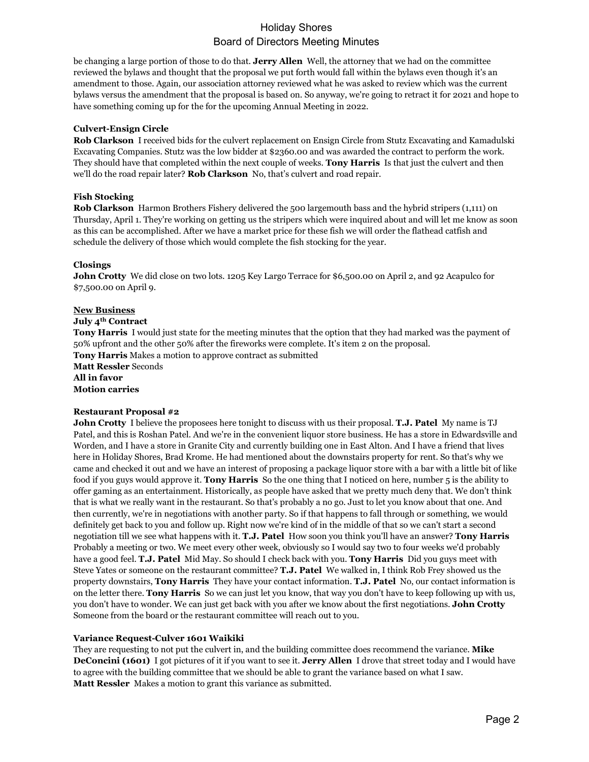be changing a large portion of those to do that. **Jerry Allen** Well, the attorney that we had on the committee reviewed the bylaws and thought that the proposal we put forth would fall within the bylaws even though it's an amendment to those. Again, our association attorney reviewed what he was asked to review which was the current bylaws versus the amendment that the proposal is based on. So anyway, we're going to retract it for 2021 and hope to have something coming up for the for the upcoming Annual Meeting in 2022.

**Culvert-Ensign Circle**

**Rob Clarkson** I received bids for the culvert replacement on Ensign Circle from Stutz Excavating and Kamadulski Excavating Companies. Stutz was the low bidder at $2360.00 and was awarded the contract to perform the work. They should have that completed within the next couple of weeks. **Tony Harris** Is that just the culvert and then we'll do the road repair later? **Rob Clarkson** No, that's culvert and road repair.

**Fish Stocking**

**Rob Clarkson** Harmon Brothers Fishery delivered the 500 largemouth bass and the hybrid stripers (1,111) on Thursday, April 1. They're working on getting us the stripers which were inquired about and will let me know as soon as this can be accomplished. After we have a market price for these fish we will order the flathead catfish and schedule the delivery of those which would complete the fish stocking for the year.

**Closings**

**John Crotty** We did close on two lots. 1205 Key Largo Terrace for $6,500.00 on April 2, and 92 Acapulco for $7,500.00 on April 9.

**<u>New Business</u>**

**July 4th Contract**

**Tony Harris** I would just state for the meeting minutes that the option that they had marked was the payment of 50% upfront and the other 50% after the fireworks were complete. It's item 2 on the proposal.
**Tony Harris** Makes a motion to approve contract as submitted
**Matt Ressler** Seconds
**All in favor**
**Motion carries**

**Restaurant Proposal #2**

**John Crotty** I believe the proposees here tonight to discuss with us their proposal. **T.J. Patel** My name is TJ Patel, and this is Roshan Patel. And we're in the convenient liquor store business. He has a store in Edwardsville and Worden, and I have a store in Granite City and currently building one in East Alton. And I have a friend that lives here in Holiday Shores, Brad Krome. He had mentioned about the downstairs property for rent. So that's why we came and checked it out and we have an interest of proposing a package liquor store with a bar with a little bit of like food if you guys would approve it. **Tony Harris** So the one thing that I noticed on here, number 5 is the ability to offer gaming as an entertainment. Historically, as people have asked that we pretty much deny that. We don't think that is what we really want in the restaurant. So that's probably a no go. Just to let you know about that one. And then currently, we're in negotiations with another party. So if that happens to fall through or something, we would definitely get back to you and follow up. Right now we're kind of in the middle of that so we can't start a second negotiation till we see what happens with it. **T.J. Patel** How soon you think you'll have an answer? **Tony Harris** Probably a meeting or two. We meet every other week, obviously so I would say two to four weeks we'd probably have a good feel. **T.J. Patel** Mid May. So should I check back with you. **Tony Harris** Did you guys meet with Steve Yates or someone on the restaurant committee? **T.J. Patel** We walked in, I think Rob Frey showed us the property downstairs, **Tony Harris** They have your contact information. **T.J. Patel** No, our contact information is on the letter there. **Tony Harris** So we can just let you know, that way you don't have to keep following up with us, you don't have to wonder. We can just get back with you after we know about the first negotiations. **John Crotty** Someone from the board or the restaurant committee will reach out to you.

**Variance Request-Culver 1601 Waikiki**

They are requesting to not put the culvert in, and the building committee does recommend the variance. **Mike DeConcini (1601)** I got pictures of it if you want to see it. **Jerry Allen** I drove that street today and I would have to agree with the building committee that we should be able to grant the variance based on what I saw.
**Matt Ressler** Makes a motion to grant this variance as submitted.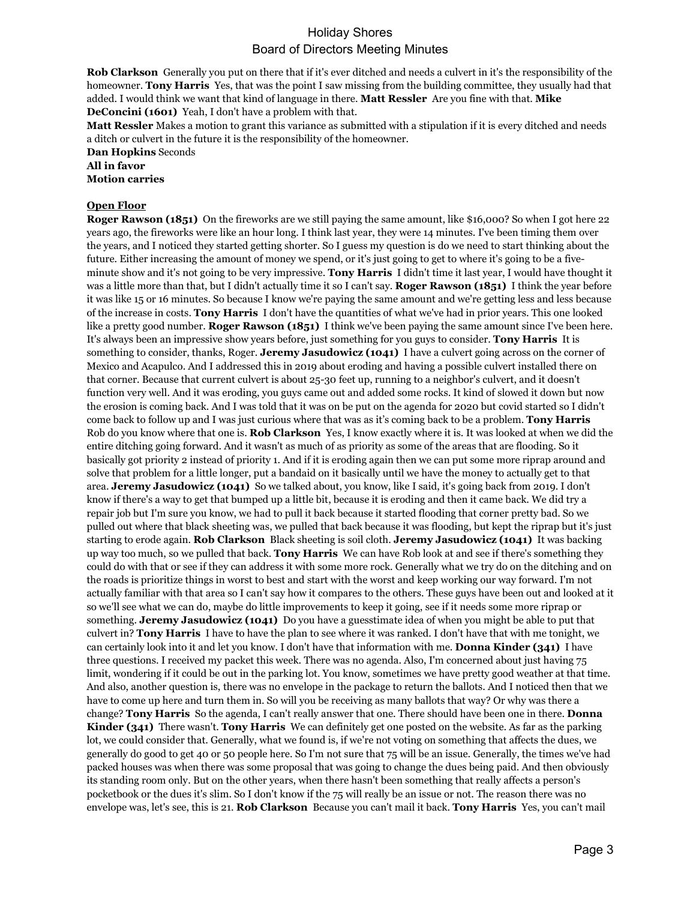**Rob Clarkson** Generally you put on there that if it's ever ditched and needs a culvert in it's the responsibility of the homeowner. **Tony Harris** Yes, that was the point I saw missing from the building committee, they usually had that added. I would think we want that kind of language in there. **Matt Ressler** Are you fine with that. **Mike DeConcini (1601)** Yeah, I don't have a problem with that.

**Matt Ressler** Makes a motion to grant this variance as submitted with a stipulation if it is every ditched and needs a ditch or culvert in the future it is the responsibility of the homeowner.

**Dan Hopkins** Seconds

**All in favor**

**Motion carries**

**Open Floor**

**Roger Rawson (1851)** On the fireworks are we still paying the same amount, like $16,000? So when I got here 22 years ago, the fireworks were like an hour long. I think last year, they were 14 minutes. I've been timing them over the years, and I noticed they started getting shorter. So I guess my question is do we need to start thinking about the future. Either increasing the amount of money we spend, or it's just going to get to where it's going to be a five-minute show and it's not going to be very impressive. **Tony Harris** I didn't time it last year, I would have thought it was a little more than that, but I didn't actually time it so I can't say. **Roger Rawson (1851)** I think the year before it was like 15 or 16 minutes. So because I know we're paying the same amount and we're getting less and less because of the increase in costs. **Tony Harris** I don't have the quantities of what we've had in prior years. This one looked like a pretty good number. **Roger Rawson (1851)** I think we've been paying the same amount since I've been here. It's always been an impressive show years before, just something for you guys to consider. **Tony Harris** It is something to consider, thanks, Roger. **Jeremy Jasudowicz (1041)** I have a culvert going across on the corner of Mexico and Acapulco. And I addressed this in 2019 about eroding and having a possible culvert installed there on that corner. Because that current culvert is about 25-30 feet up, running to a neighbor's culvert, and it doesn't function very well. And it was eroding, you guys came out and added some rocks. It kind of slowed it down but now the erosion is coming back. And I was told that it was on be put on the agenda for 2020 but covid started so I didn't come back to follow up and I was just curious where that was as it's coming back to be a problem. **Tony Harris** Rob do you know where that one is. **Rob Clarkson** Yes, I know exactly where it is. It was looked at when we did the entire ditching going forward. And it wasn't as much of as priority as some of the areas that are flooding. So it basically got priority 2 instead of priority 1. And if it is eroding again then we can put some more riprap around and solve that problem for a little longer, put a bandaid on it basically until we have the money to actually get to that area. **Jeremy Jasudowicz (1041)** So we talked about, you know, like I said, it's going back from 2019. I don't know if there's a way to get that bumped up a little bit, because it is eroding and then it came back. We did try a repair job but I'm sure you know, we had to pull it back because it started flooding that corner pretty bad. So we pulled out where that black sheeting was, we pulled that back because it was flooding, but kept the riprap but it's just starting to erode again. **Rob Clarkson** Black sheeting is soil cloth. **Jeremy Jasudowicz (1041)** It was backing up way too much, so we pulled that back. **Tony Harris** We can have Rob look at and see if there's something they could do with that or see if they can address it with some more rock. Generally what we try do on the ditching and on the roads is prioritize things in worst to best and start with the worst and keep working our way forward. I'm not actually familiar with that area so I can't say how it compares to the others. These guys have been out and looked at it so we'll see what we can do, maybe do little improvements to keep it going, see if it needs some more riprap or something. **Jeremy Jasudowicz (1041)** Do you have a guesstimate idea of when you might be able to put that culvert in? **Tony Harris** I have to have the plan to see where it was ranked. I don't have that with me tonight, we can certainly look into it and let you know. I don't have that information with me. **Donna Kinder (341)** I have three questions. I received my packet this week. There was no agenda. Also, I'm concerned about just having 75 limit, wondering if it could be out in the parking lot. You know, sometimes we have pretty good weather at that time. And also, another question is, there was no envelope in the package to return the ballots. And I noticed then that we have to come up here and turn them in. So will you be receiving as many ballots that way? Or why was there a change? **Tony Harris** So the agenda, I can't really answer that one. There should have been one in there. **Donna Kinder (341)** There wasn't. **Tony Harris** We can definitely get one posted on the website. As far as the parking lot, we could consider that. Generally, what we found is, if we're not voting on something that affects the dues, we generally do good to get 40 or 50 people here. So I'm not sure that 75 will be an issue. Generally, the times we've had packed houses was when there was some proposal that was going to change the dues being paid. And then obviously its standing room only. But on the other years, when there hasn't been something that really affects a person's pocketbook or the dues it's slim. So I don't know if the 75 will really be an issue or not. The reason there was no envelope was, let's see, this is 21. **Rob Clarkson** Because you can't mail it back. **Tony Harris** Yes, you can't mail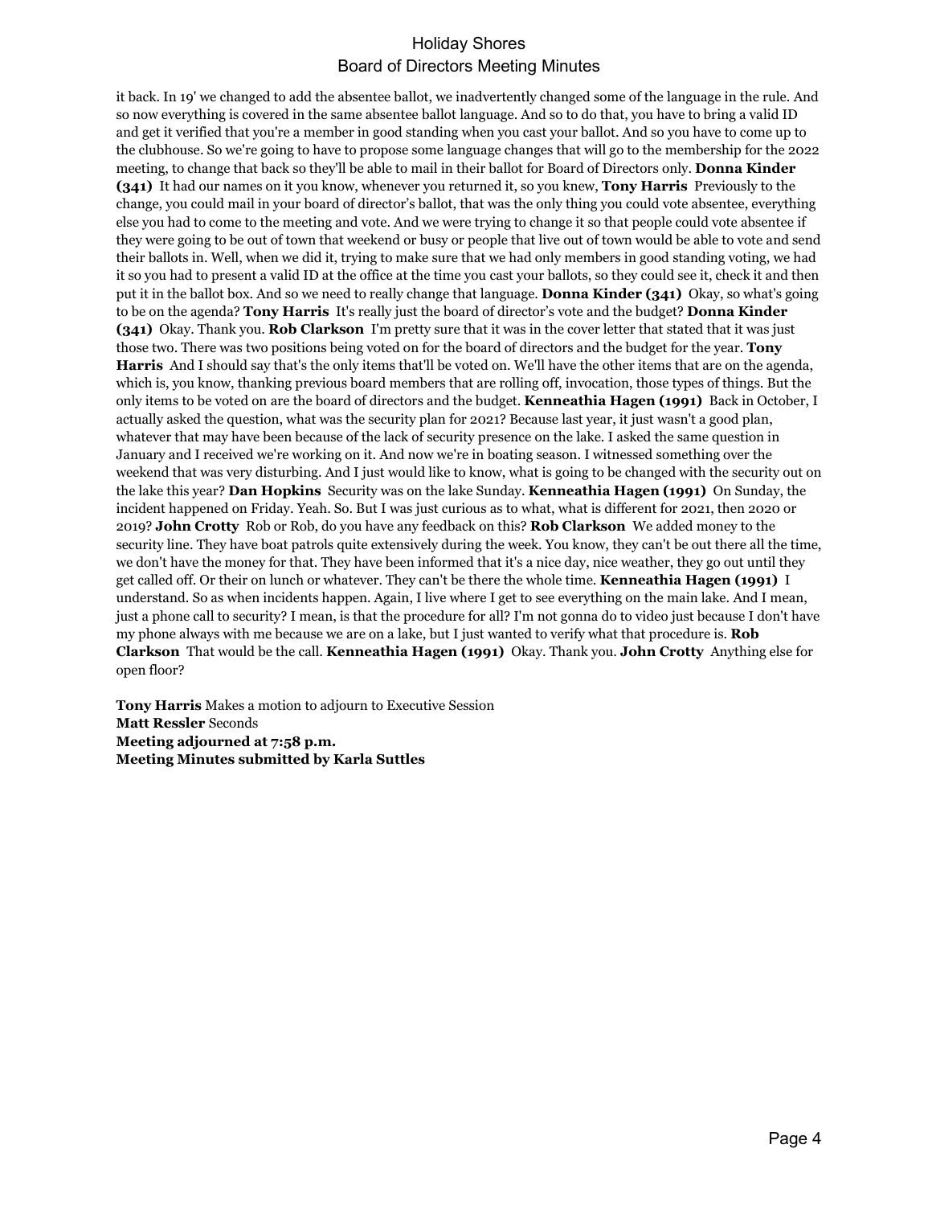it back. In 19' we changed to add the absentee ballot, we inadvertently changed some of the language in the rule. And so now everything is covered in the same absentee ballot language. And so to do that, you have to bring a valid ID and get it verified that you're a member in good standing when you cast your ballot. And so you have to come up to the clubhouse. So we're going to have to propose some language changes that will go to the membership for the 2022 meeting, to change that back so they'll be able to mail in their ballot for Board of Directors only. **Donna Kinder (341)** It had our names on it you know, whenever you returned it, so you knew, **Tony Harris** Previously to the change, you could mail in your board of director's ballot, that was the only thing you could vote absentee, everything else you had to come to the meeting and vote. And we were trying to change it so that people could vote absentee if they were going to be out of town that weekend or busy or people that live out of town would be able to vote and send their ballots in. Well, when we did it, trying to make sure that we had only members in good standing voting, we had it so you had to present a valid ID at the office at the time you cast your ballots, so they could see it, check it and then put it in the ballot box. And so we need to really change that language. **Donna Kinder (341)** Okay, so what's going to be on the agenda? **Tony Harris** It's really just the board of director's vote and the budget? **Donna Kinder (341)** Okay. Thank you. **Rob Clarkson** I'm pretty sure that it was in the cover letter that stated that it was just those two. There was two positions being voted on for the board of directors and the budget for the year. **Tony Harris** And I should say that's the only items that'll be voted on. We'll have the other items that are on the agenda, which is, you know, thanking previous board members that are rolling off, invocation, those types of things. But the only items to be voted on are the board of directors and the budget. **Kenneathia Hagen (1991)** Back in October, I actually asked the question, what was the security plan for 2021? Because last year, it just wasn't a good plan, whatever that may have been because of the lack of security presence on the lake. I asked the same question in January and I received we're working on it. And now we're in boating season. I witnessed something over the weekend that was very disturbing. And I just would like to know, what is going to be changed with the security out on the lake this year? **Dan Hopkins** Security was on the lake Sunday. **Kenneathia Hagen (1991)** On Sunday, the incident happened on Friday. Yeah. So. But I was just curious as to what, what is different for 2021, then 2020 or 2019? **John Crotty** Rob or Rob, do you have any feedback on this? **Rob Clarkson** We added money to the security line. They have boat patrols quite extensively during the week. You know, they can't be out there all the time, we don't have the money for that. They have been informed that it's a nice day, nice weather, they go out until they get called off. Or their on lunch or whatever. They can't be there the whole time. **Kenneathia Hagen (1991)** I understand. So as when incidents happen. Again, I live where I get to see everything on the main lake. And I mean, just a phone call to security? I mean, is that the procedure for all? I'm not gonna do to video just because I don't have my phone always with me because we are on a lake, but I just wanted to verify what that procedure is. **Rob Clarkson** That would be the call. **Kenneathia Hagen (1991)** Okay. Thank you. **John Crotty** Anything else for open floor?

**Tony Harris** Makes a motion to adjourn to Executive Session
**Matt Ressler** Seconds
**Meeting adjourned at 7:58 p.m.**
**Meeting Minutes submitted by Karla Suttles**